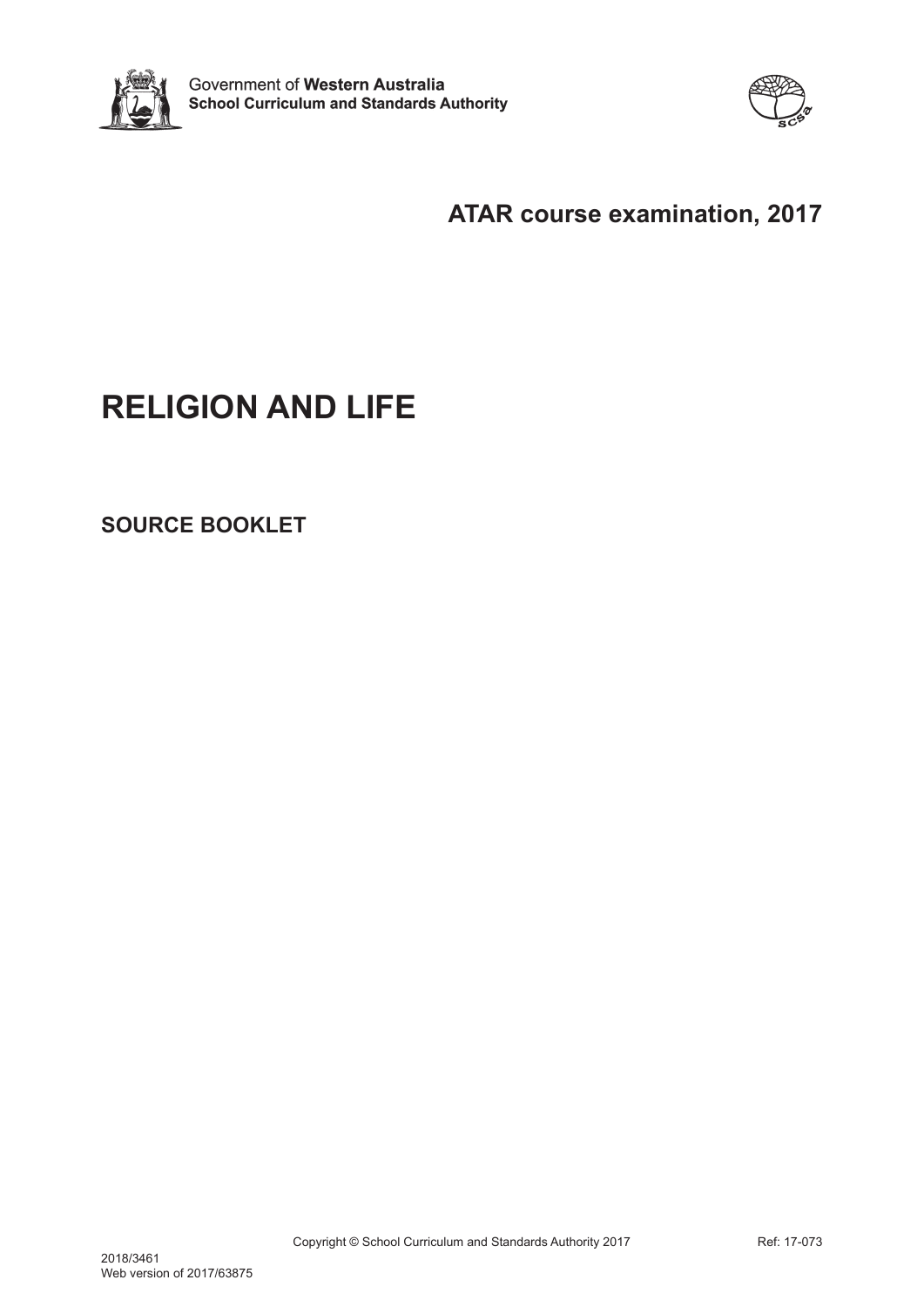Government of **Western Australia**
**School Curriculum and Standards Authority**

## ATAR course examination, 2017

# RELIGION AND LIFE

## SOURCE BOOKLET

Copyright © School Curriculum and Standards Authority 2017

Ref: 17-073

2018/3461
Web version of 2017/63875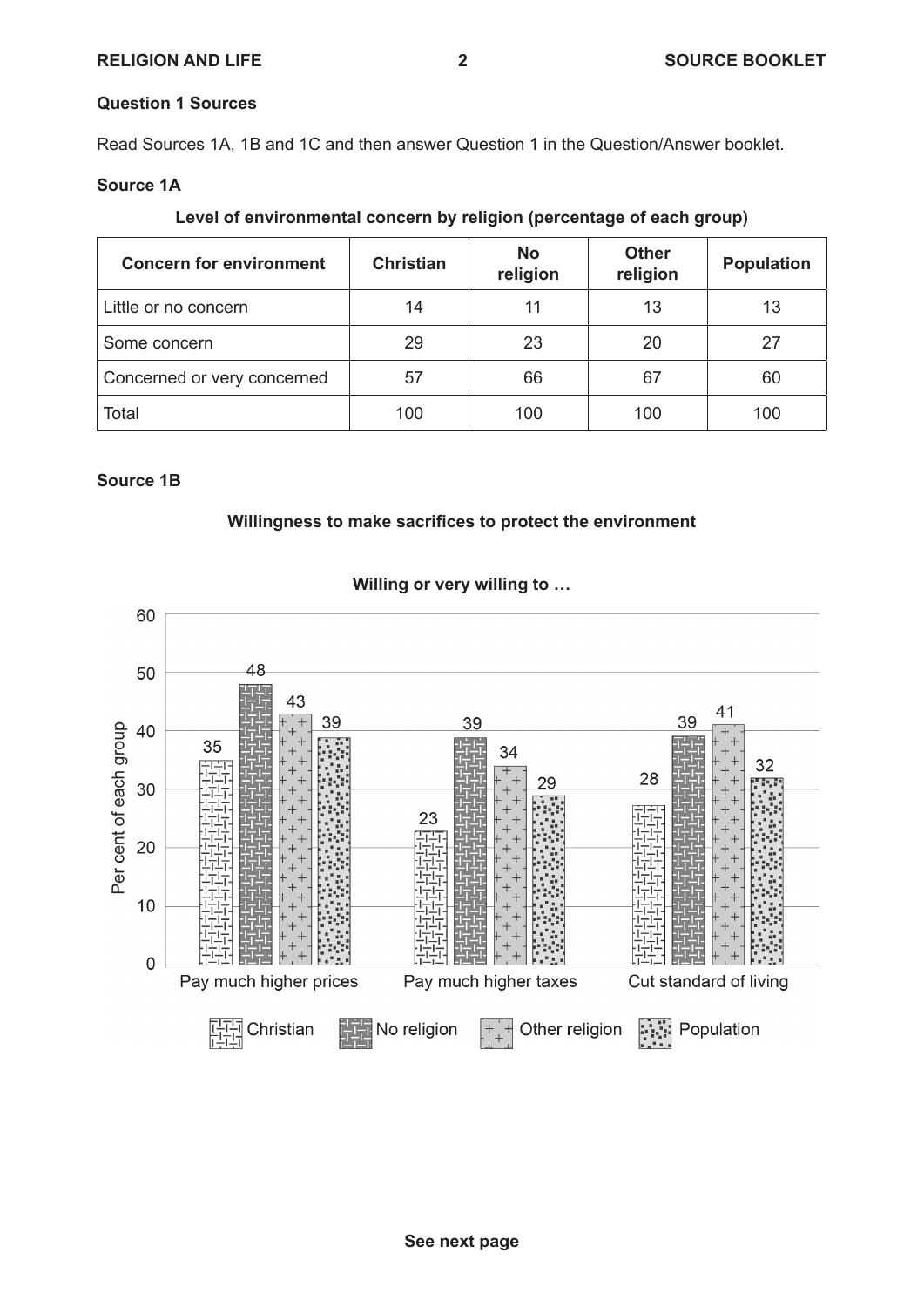## Question 1 Sources

Read Sources 1A, 1B and 1C and then answer Question 1 in the Question/Answer booklet.

### Source 1A

**Level of environmental concern by religion (percentage of each group)**

| Concern for environment | Christian | No religion | Other religion | Population |
|---|---|---|---|---|
| Little or no concern | 14 | 11 | 13 | 13 |
| Some concern | 29 | 23 | 20 | 27 |
| Concerned or very concerned | 57 | 66 | 67 | 60 |
| Total | 100 | 100 | 100 | 100 |

### Source 1B

**Willingness to make sacrifices to protect the environment**

**Willing or very willing to …**

| | Christian | No religion | Other religion | Population |
|---|---|---|---|---|
| Pay much higher prices | 35 | 48 | 43 | 39 |
| Pay much higher taxes | 23 | 39 | 34 | 29 |
| Cut standard of living | 28 | 39 | 41 | 32 |

Per cent of each group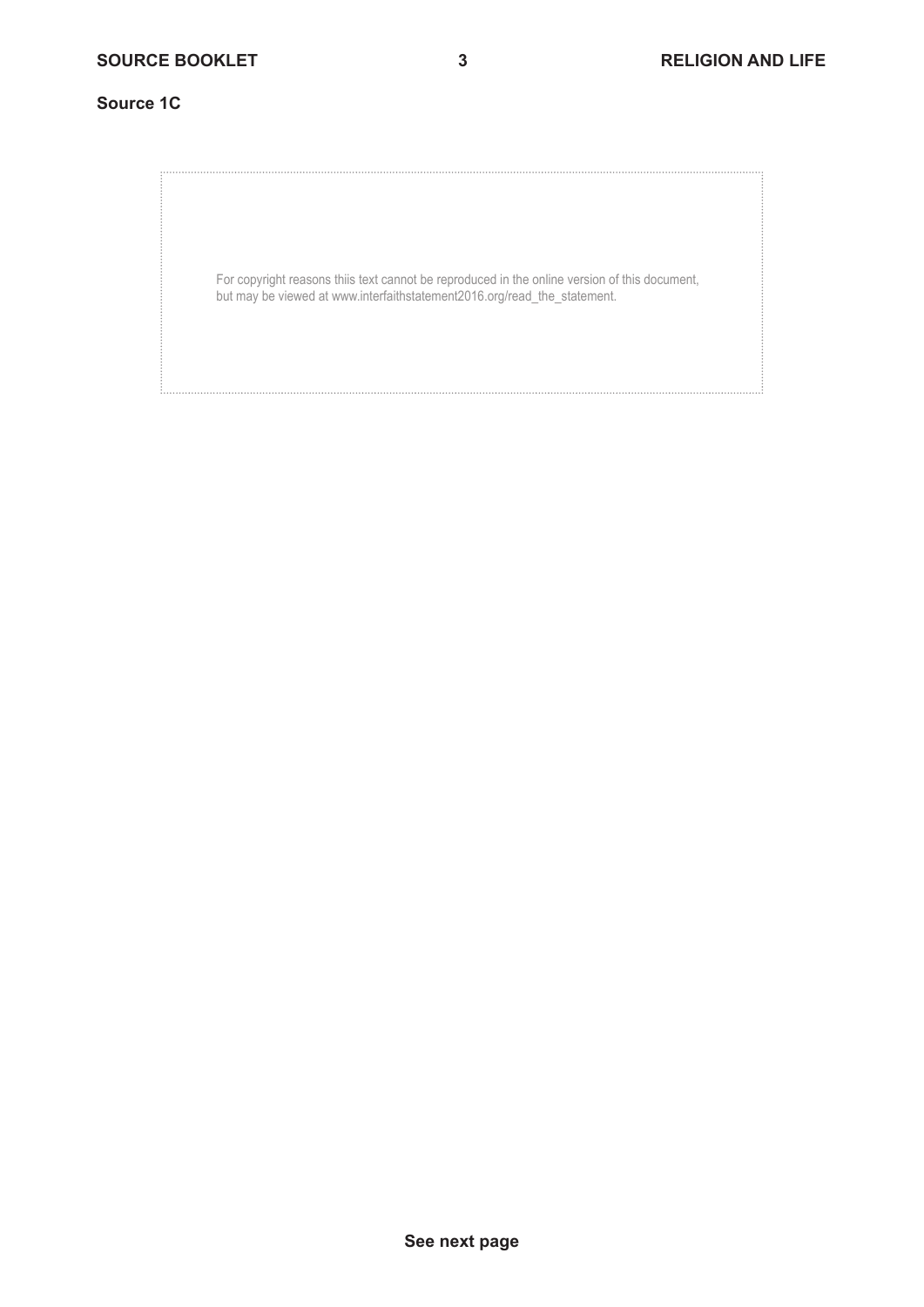**Source 1C**

For copyright reasons thiis text cannot be reproduced in the online version of this document, but may be viewed at www.interfaithstatement2016.org/read_the_statement.

See next page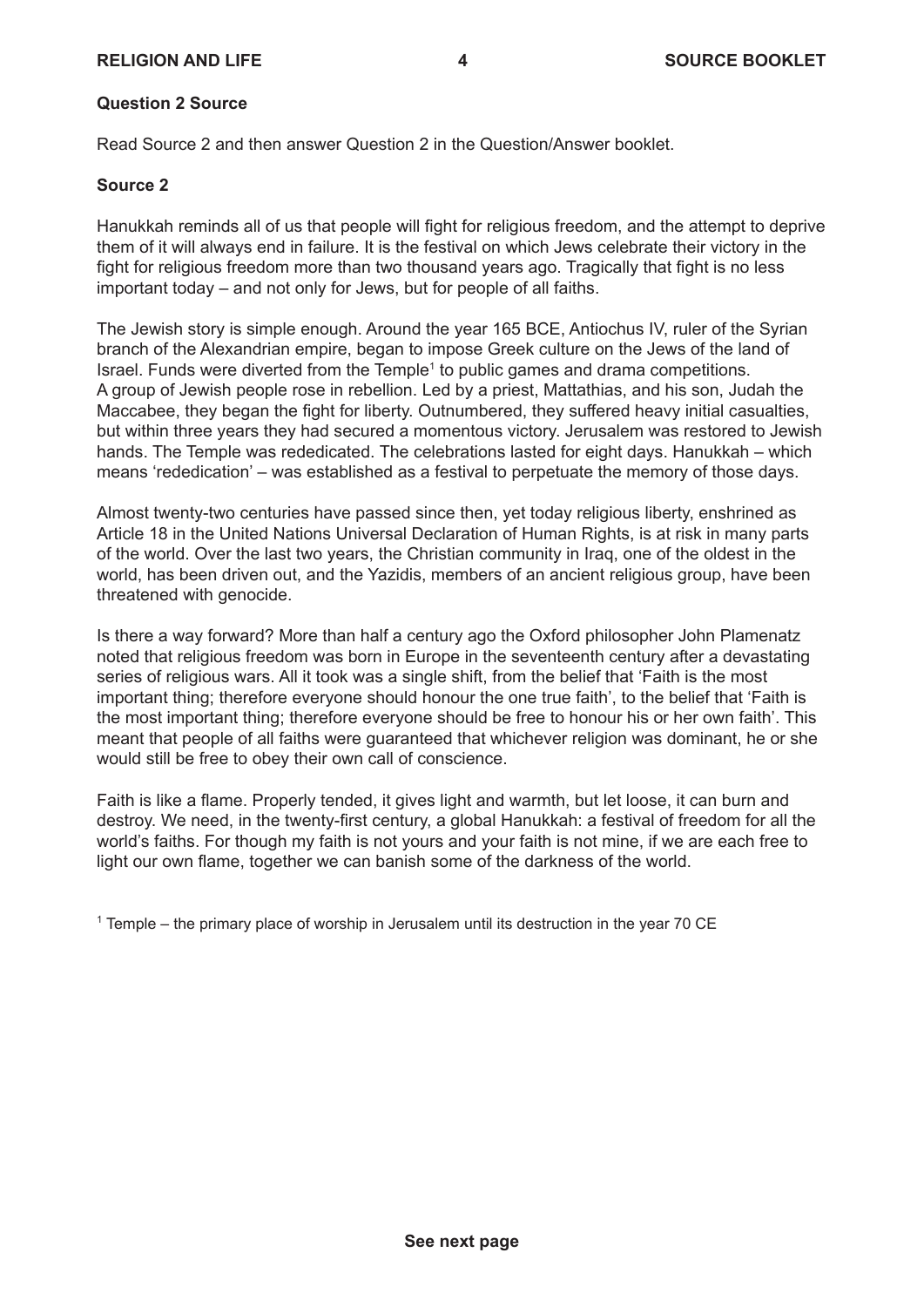**Question 2 Source**

Read Source 2 and then answer Question 2 in the Question/Answer booklet.

**Source 2**

Hanukkah reminds all of us that people will fight for religious freedom, and the attempt to deprive them of it will always end in failure. It is the festival on which Jews celebrate their victory in the fight for religious freedom more than two thousand years ago. Tragically that fight is no less important today – and not only for Jews, but for people of all faiths.

The Jewish story is simple enough. Around the year 165 BCE, Antiochus IV, ruler of the Syrian branch of the Alexandrian empire, began to impose Greek culture on the Jews of the land of Israel. Funds were diverted from the Temple[1] to public games and drama competitions. A group of Jewish people rose in rebellion. Led by a priest, Mattathias, and his son, Judah the Maccabee, they began the fight for liberty. Outnumbered, they suffered heavy initial casualties, but within three years they had secured a momentous victory. Jerusalem was restored to Jewish hands. The Temple was rededicated. The celebrations lasted for eight days. Hanukkah – which means 'rededication' – was established as a festival to perpetuate the memory of those days.

Almost twenty-two centuries have passed since then, yet today religious liberty, enshrined as Article 18 in the United Nations Universal Declaration of Human Rights, is at risk in many parts of the world. Over the last two years, the Christian community in Iraq, one of the oldest in the world, has been driven out, and the Yazidis, members of an ancient religious group, have been threatened with genocide.

Is there a way forward? More than half a century ago the Oxford philosopher John Plamenatz noted that religious freedom was born in Europe in the seventeenth century after a devastating series of religious wars. All it took was a single shift, from the belief that 'Faith is the most important thing; therefore everyone should honour the one true faith', to the belief that 'Faith is the most important thing; therefore everyone should be free to honour his or her own faith'. This meant that people of all faiths were guaranteed that whichever religion was dominant, he or she would still be free to obey their own call of conscience.

Faith is like a flame. Properly tended, it gives light and warmth, but let loose, it can burn and destroy. We need, in the twenty-first century, a global Hanukkah: a festival of freedom for all the world's faiths. For though my faith is not yours and your faith is not mine, if we are each free to light our own flame, together we can banish some of the darkness of the world.

[1] Temple – the primary place of worship in Jerusalem until its destruction in the year 70 CE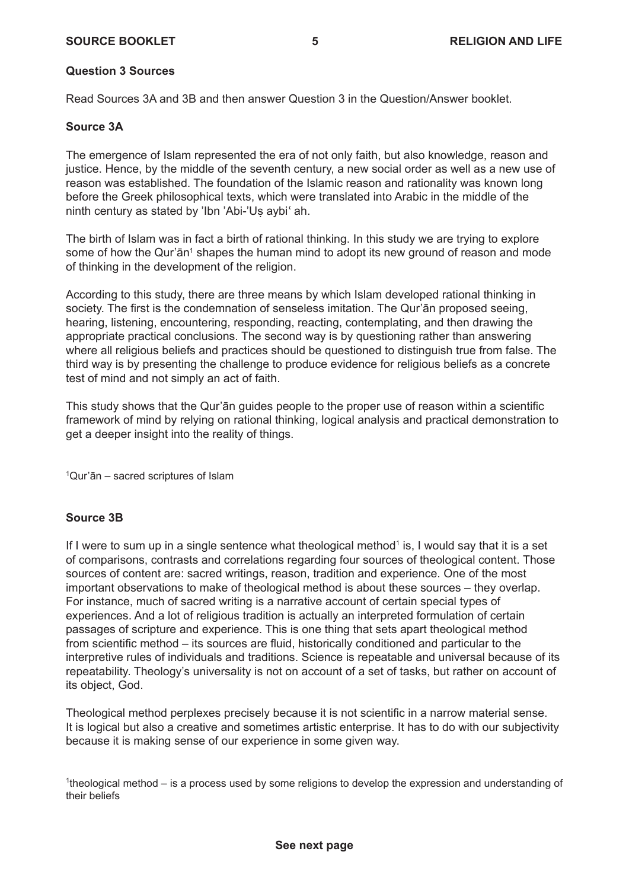### Question 3 Sources

Read Sources 3A and 3B and then answer Question 3 in the Question/Answer booklet.

### Source 3A

The emergence of Islam represented the era of not only faith, but also knowledge, reason and justice. Hence, by the middle of the seventh century, a new social order as well as a new use of reason was established. The foundation of the Islamic reason and rationality was known long before the Greek philosophical texts, which were translated into Arabic in the middle of the ninth century as stated by 'Ibn 'Abi-'Uṣ aybi' ah.

The birth of Islam was in fact a birth of rational thinking. In this study we are trying to explore some of how the Qur'ān[1] shapes the human mind to adopt its new ground of reason and mode of thinking in the development of the religion.

According to this study, there are three means by which Islam developed rational thinking in society. The first is the condemnation of senseless imitation. The Qur'ān proposed seeing, hearing, listening, encountering, responding, reacting, contemplating, and then drawing the appropriate practical conclusions. The second way is by questioning rather than answering where all religious beliefs and practices should be questioned to distinguish true from false. The third way is by presenting the challenge to produce evidence for religious beliefs as a concrete test of mind and not simply an act of faith.

This study shows that the Qur'ān guides people to the proper use of reason within a scientific framework of mind by relying on rational thinking, logical analysis and practical demonstration to get a deeper insight into the reality of things.

[1]Qur'ān – sacred scriptures of Islam

### Source 3B

If I were to sum up in a single sentence what theological method[1] is, I would say that it is a set of comparisons, contrasts and correlations regarding four sources of theological content. Those sources of content are: sacred writings, reason, tradition and experience. One of the most important observations to make of theological method is about these sources – they overlap. For instance, much of sacred writing is a narrative account of certain special types of experiences. And a lot of religious tradition is actually an interpreted formulation of certain passages of scripture and experience. This is one thing that sets apart theological method from scientific method – its sources are fluid, historically conditioned and particular to the interpretive rules of individuals and traditions. Science is repeatable and universal because of its repeatability. Theology's universality is not on account of a set of tasks, but rather on account of its object, God.

Theological method perplexes precisely because it is not scientific in a narrow material sense. It is logical but also a creative and sometimes artistic enterprise. It has to do with our subjectivity because it is making sense of our experience in some given way.

[1]theological method – is a process used by some religions to develop the expression and understanding of their beliefs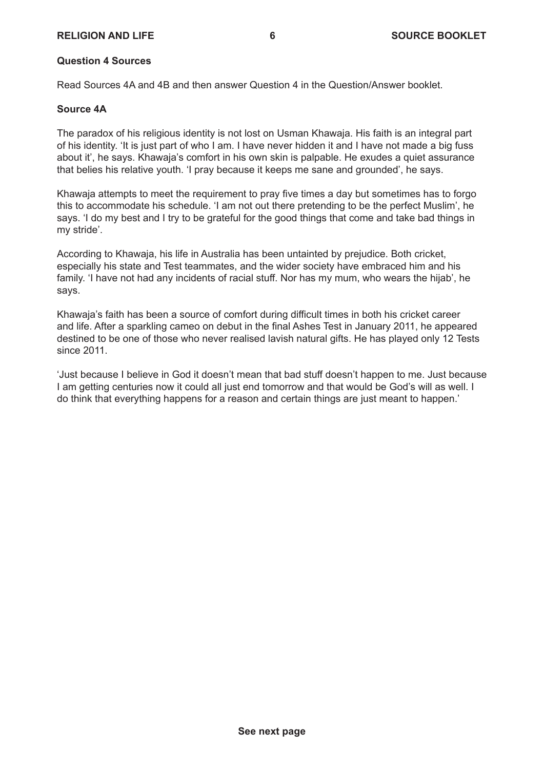**Question 4 Sources**

Read Sources 4A and 4B and then answer Question 4 in the Question/Answer booklet.

**Source 4A**

The paradox of his religious identity is not lost on Usman Khawaja. His faith is an integral part of his identity. 'It is just part of who I am. I have never hidden it and I have not made a big fuss about it', he says. Khawaja's comfort in his own skin is palpable. He exudes a quiet assurance that belies his relative youth. 'I pray because it keeps me sane and grounded', he says.

Khawaja attempts to meet the requirement to pray five times a day but sometimes has to forgo this to accommodate his schedule. 'I am not out there pretending to be the perfect Muslim', he says. 'I do my best and I try to be grateful for the good things that come and take bad things in my stride'.

According to Khawaja, his life in Australia has been untainted by prejudice. Both cricket, especially his state and Test teammates, and the wider society have embraced him and his family. 'I have not had any incidents of racial stuff. Nor has my mum, who wears the hijab', he says.

Khawaja's faith has been a source of comfort during difficult times in both his cricket career and life. After a sparkling cameo on debut in the final Ashes Test in January 2011, he appeared destined to be one of those who never realised lavish natural gifts. He has played only 12 Tests since 2011.

'Just because I believe in God it doesn't mean that bad stuff doesn't happen to me. Just because I am getting centuries now it could all just end tomorrow and that would be God's will as well. I do think that everything happens for a reason and certain things are just meant to happen.'

**See next page**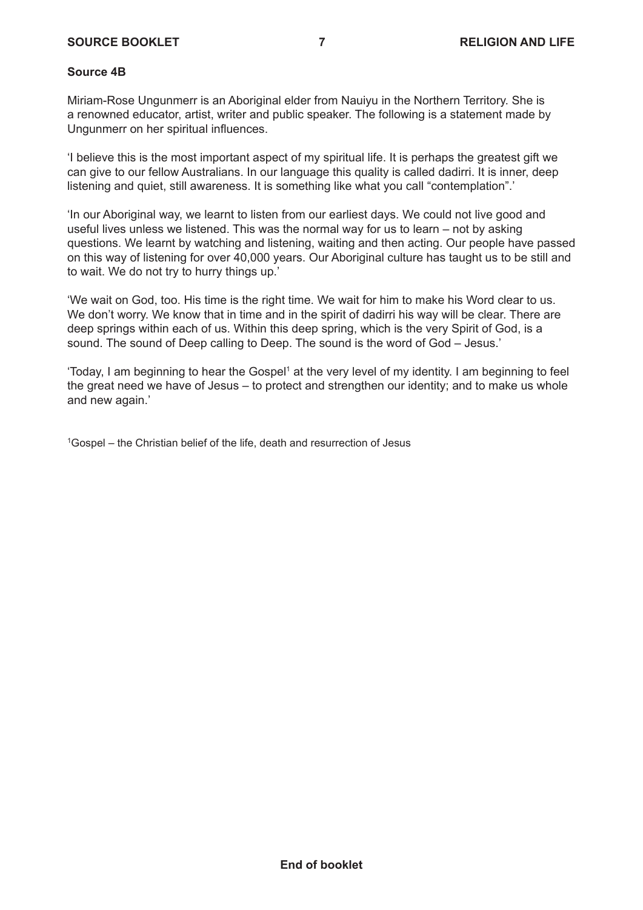**Source 4B**

Miriam-Rose Ungunmerr is an Aboriginal elder from Nauiyu in the Northern Territory. She is a renowned educator, artist, writer and public speaker. The following is a statement made by Ungunmerr on her spiritual influences.

'I believe this is the most important aspect of my spiritual life. It is perhaps the greatest gift we can give to our fellow Australians. In our language this quality is called dadirri. It is inner, deep listening and quiet, still awareness. It is something like what you call "contemplation".'

'In our Aboriginal way, we learnt to listen from our earliest days. We could not live good and useful lives unless we listened. This was the normal way for us to learn – not by asking questions. We learnt by watching and listening, waiting and then acting. Our people have passed on this way of listening for over 40,000 years. Our Aboriginal culture has taught us to be still and to wait. We do not try to hurry things up.'

'We wait on God, too. His time is the right time. We wait for him to make his Word clear to us. We don't worry. We know that in time and in the spirit of dadirri his way will be clear. There are deep springs within each of us. Within this deep spring, which is the very Spirit of God, is a sound. The sound of Deep calling to Deep. The sound is the word of God – Jesus.'

'Today, I am beginning to hear the Gospel[1] at the very level of my identity. I am beginning to feel the great need we have of Jesus – to protect and strengthen our identity; and to make us whole and new again.'

[1]Gospel – the Christian belief of the life, death and resurrection of Jesus

**End of booklet**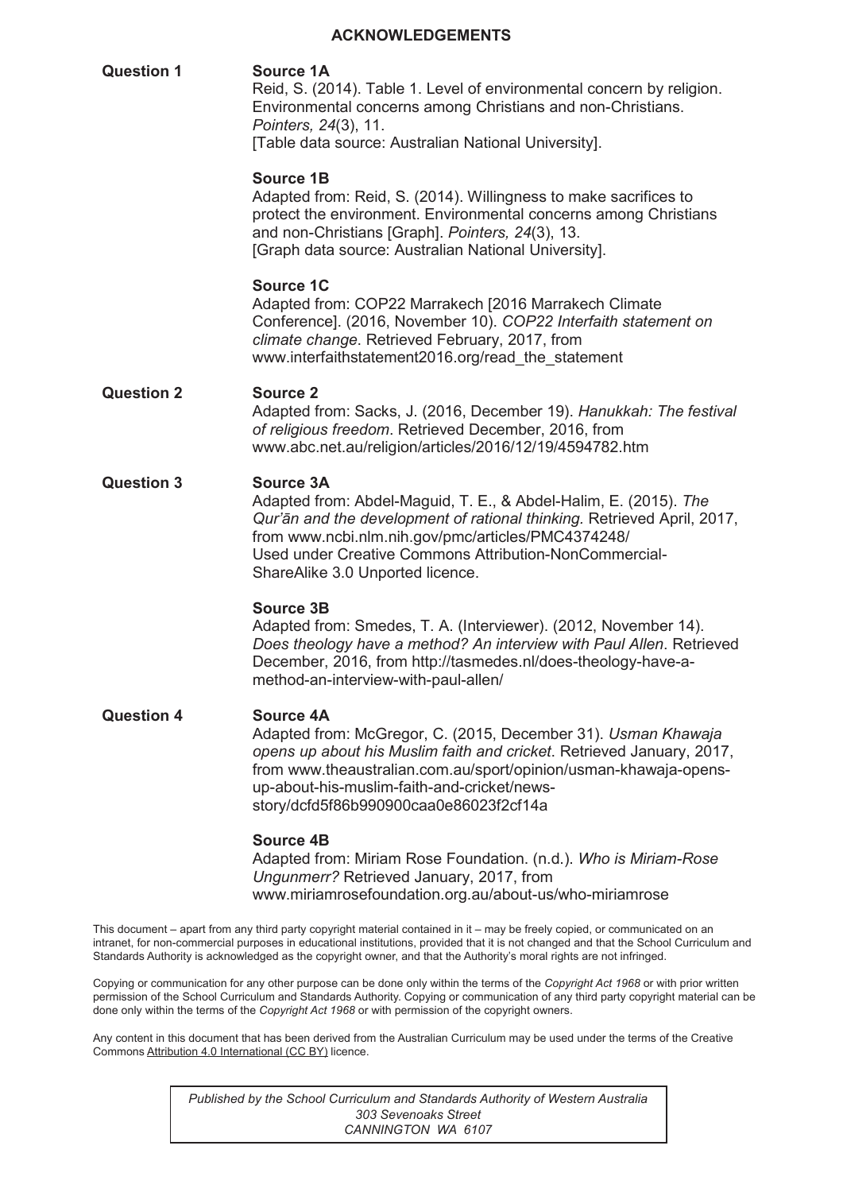## ACKNOWLEDGEMENTS

**Question 1**

**Source 1A**
Reid, S. (2014). Table 1. Level of environmental concern by religion. Environmental concerns among Christians and non-Christians. *Pointers, 24*(3), 11.
[Table data source: Australian National University].

**Source 1B**
Adapted from: Reid, S. (2014). Willingness to make sacrifices to protect the environment. Environmental concerns among Christians and non-Christians [Graph]. *Pointers, 24*(3), 13.
[Graph data source: Australian National University].

**Source 1C**
Adapted from: COP22 Marrakech [2016 Marrakech Climate Conference]. (2016, November 10). *COP22 Interfaith statement on climate change*. Retrieved February, 2017, from www.interfaithstatement2016.org/read_the_statement

**Question 2**

**Source 2**
Adapted from: Sacks, J. (2016, December 19). *Hanukkah: The festival of religious freedom*. Retrieved December, 2016, from www.abc.net.au/religion/articles/2016/12/19/4594782.htm

**Question 3**

**Source 3A**
Adapted from: Abdel-Maguid, T. E., & Abdel-Halim, E. (2015). *The Qur'ān and the development of rational thinking.* Retrieved April, 2017, from www.ncbi.nlm.nih.gov/pmc/articles/PMC4374248/
Used under Creative Commons Attribution-NonCommercial-ShareAlike 3.0 Unported licence.

**Source 3B**
Adapted from: Smedes, T. A. (Interviewer). (2012, November 14). *Does theology have a method? An interview with Paul Allen*. Retrieved December, 2016, from http://tasmedes.nl/does-theology-have-a-method-an-interview-with-paul-allen/

**Question 4**

**Source 4A**
Adapted from: McGregor, C. (2015, December 31). *Usman Khawaja opens up about his Muslim faith and cricket*. Retrieved January, 2017, from www.theaustralian.com.au/sport/opinion/usman-khawaja-opens-up-about-his-muslim-faith-and-cricket/news-story/dcfd5f86b990900caa0e86023f2cf14a

**Source 4B**
Adapted from: Miriam Rose Foundation. (n.d.). *Who is Miriam-Rose Ungunmerr?* Retrieved January, 2017, from www.miriamrosefoundation.org.au/about-us/who-miriamrose

This document – apart from any third party copyright material contained in it – may be freely copied, or communicated on an intranet, for non-commercial purposes in educational institutions, provided that it is not changed and that the School Curriculum and Standards Authority is acknowledged as the copyright owner, and that the Authority's moral rights are not infringed.

Copying or communication for any other purpose can be done only within the terms of the *Copyright Act 1968* or with prior written permission of the School Curriculum and Standards Authority. Copying or communication of any third party copyright material can be done only within the terms of the *Copyright Act 1968* or with permission of the copyright owners.

Any content in this document that has been derived from the Australian Curriculum may be used under the terms of the Creative Commons Attribution 4.0 International (CC BY) licence.

*Published by the School Curriculum and Standards Authority of Western Australia*
*303 Sevenoaks Street*
*CANNINGTON WA 6107*